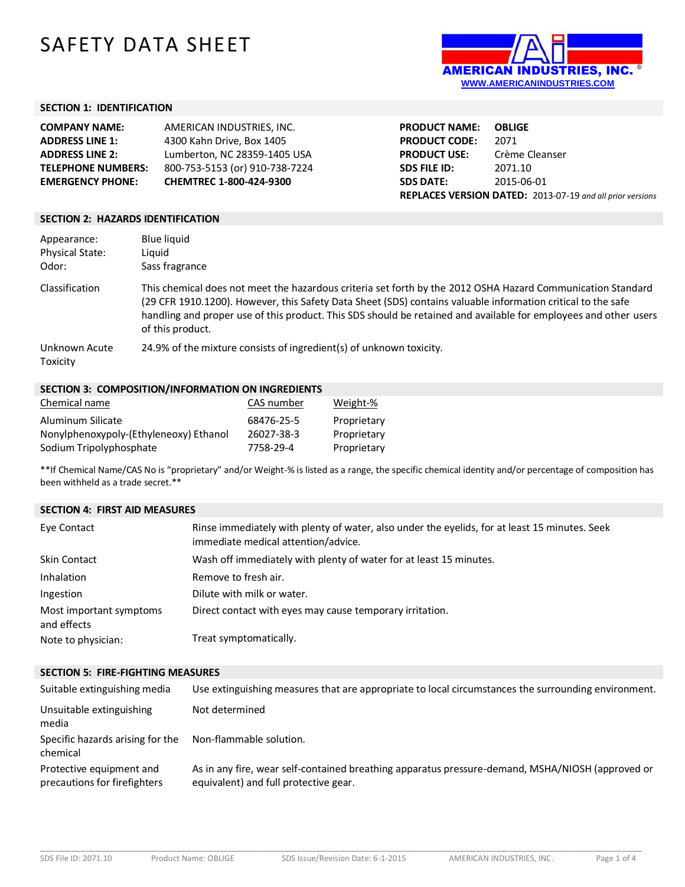# SAFETY DATA SHEET

AMERICAN INDUSTRIES, INC.®
WWW.AMERICANINDUSTRIES.COM

## SECTION 1: IDENTIFICATION

| | | | |
|---|---|---|---|
| **COMPANY NAME:** | AMERICAN INDUSTRIES, INC. | **PRODUCT NAME:** | **OBLIGE** |
| **ADDRESS LINE 1:** | 4300 Kahn Drive, Box 1405 | **PRODUCT CODE:** | 2071 |
| **ADDRESS LINE 2:** | Lumberton, NC 28359-1405 USA | **PRODUCT USE:** | Crème Cleanser |
| **TELEPHONE NUMBERS:** | 800-753-5153 (or) 910-738-7224 | **SDS FILE ID:** | 2071.10 |
| **EMERGENCY PHONE:** | **CHEMTREC 1-800-424-9300** | **SDS DATE:** | 2015-06-01 |

**REPLACES VERSION DATED:** 2013-07-19 *and all prior versions*

## SECTION 2: HAZARDS IDENTIFICATION

| | |
|---|---|
| Appearance: | Blue liquid |
| Physical State: | Liquid |
| Odor: | Sass fragrance |

Classification: This chemical does not meet the hazardous criteria set forth by the 2012 OSHA Hazard Communication Standard (29 CFR 1910.1200). However, this Safety Data Sheet (SDS) contains valuable information critical to the safe handling and proper use of this product. This SDS should be retained and available for employees and other users of this product.

Unknown Acute Toxicity: 24.9% of the mixture consists of ingredient(s) of unknown toxicity.

## SECTION 3: COMPOSITION/INFORMATION ON INGREDIENTS

| Chemical name | CAS number | Weight-% |
|---|---|---|
| Aluminum Silicate | 68476-25-5 | Proprietary |
| Nonylphenoxypoly-(Ethyleneoxy) Ethanol | 26027-38-3 | Proprietary |
| Sodium Tripolyphosphate | 7758-29-4 | Proprietary |

**If Chemical Name/CAS No is "proprietary" and/or Weight-% is listed as a range, the specific chemical identity and/or percentage of composition has been withheld as a trade secret.**

## SECTION 4: FIRST AID MEASURES

| | |
|---|---|
| Eye Contact | Rinse immediately with plenty of water, also under the eyelids, for at least 15 minutes. Seek immediate medical attention/advice. |
| Skin Contact | Wash off immediately with plenty of water for at least 15 minutes. |
| Inhalation | Remove to fresh air. |
| Ingestion | Dilute with milk or water. |
| Most important symptoms and effects | Direct contact with eyes may cause temporary irritation. |
| Note to physician: | Treat symptomatically. |

## SECTION 5: FIRE-FIGHTING MEASURES

| | |
|---|---|
| Suitable extinguishing media | Use extinguishing measures that are appropriate to local circumstances the surrounding environment. |
| Unsuitable extinguishing media | Not determined |
| Specific hazards arising for the chemical | Non-flammable solution. |
| Protective equipment and precautions for firefighters | As in any fire, wear self-contained breathing apparatus pressure-demand, MSHA/NIOSH (approved or equivalent) and full protective gear. |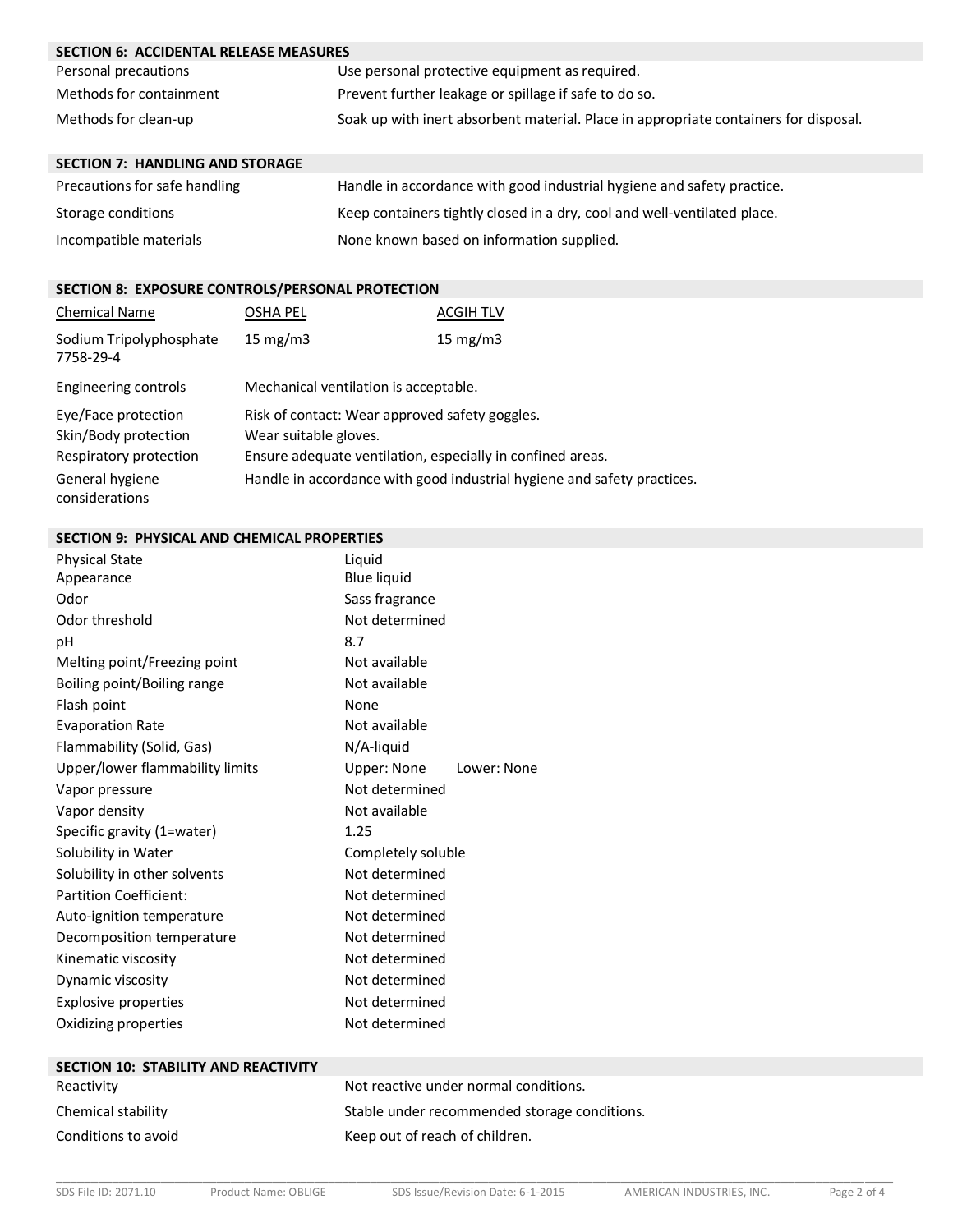## SECTION 6: ACCIDENTAL RELEASE MEASURES

| | |
|---|---|
| Personal precautions | Use personal protective equipment as required. |
| Methods for containment | Prevent further leakage or spillage if safe to do so. |
| Methods for clean-up | Soak up with inert absorbent material. Place in appropriate containers for disposal. |

## SECTION 7: HANDLING AND STORAGE

| | |
|---|---|
| Precautions for safe handling | Handle in accordance with good industrial hygiene and safety practice. |
| Storage conditions | Keep containers tightly closed in a dry, cool and well-ventilated place. |
| Incompatible materials | None known based on information supplied. |

## SECTION 8: EXPOSURE CONTROLS/PERSONAL PROTECTION

| Chemical Name | OSHA PEL | ACGIH TLV |
|---|---|---|
| Sodium Tripolyphosphate 7758-29-4 | 15 mg/m3 | 15 mg/m3 |

| | |
|---|---|
| Engineering controls | Mechanical ventilation is acceptable. |
| Eye/Face protection | Risk of contact: Wear approved safety goggles. |
| Skin/Body protection | Wear suitable gloves. |
| Respiratory protection | Ensure adequate ventilation, especially in confined areas. |
| General hygiene considerations | Handle in accordance with good industrial hygiene and safety practices. |

## SECTION 9: PHYSICAL AND CHEMICAL PROPERTIES

| | |
|---|---|
| Physical State | Liquid |
| Appearance | Blue liquid |
| Odor | Sass fragrance |
| Odor threshold | Not determined |
| pH | 8.7 |
| Melting point/Freezing point | Not available |
| Boiling point/Boiling range | Not available |
| Flash point | None |
| Evaporation Rate | Not available |
| Flammability (Solid, Gas) | N/A-liquid |
| Upper/lower flammability limits | Upper: None Lower: None |
| Vapor pressure | Not determined |
| Vapor density | Not available |
| Specific gravity (1=water) | 1.25 |
| Solubility in Water | Completely soluble |
| Solubility in other solvents | Not determined |
| Partition Coefficient: | Not determined |
| Auto-ignition temperature | Not determined |
| Decomposition temperature | Not determined |
| Kinematic viscosity | Not determined |
| Dynamic viscosity | Not determined |
| Explosive properties | Not determined |
| Oxidizing properties | Not determined |

## SECTION 10: STABILITY AND REACTIVITY

| | |
|---|---|
| Reactivity | Not reactive under normal conditions. |
| Chemical stability | Stable under recommended storage conditions. |
| Conditions to avoid | Keep out of reach of children. |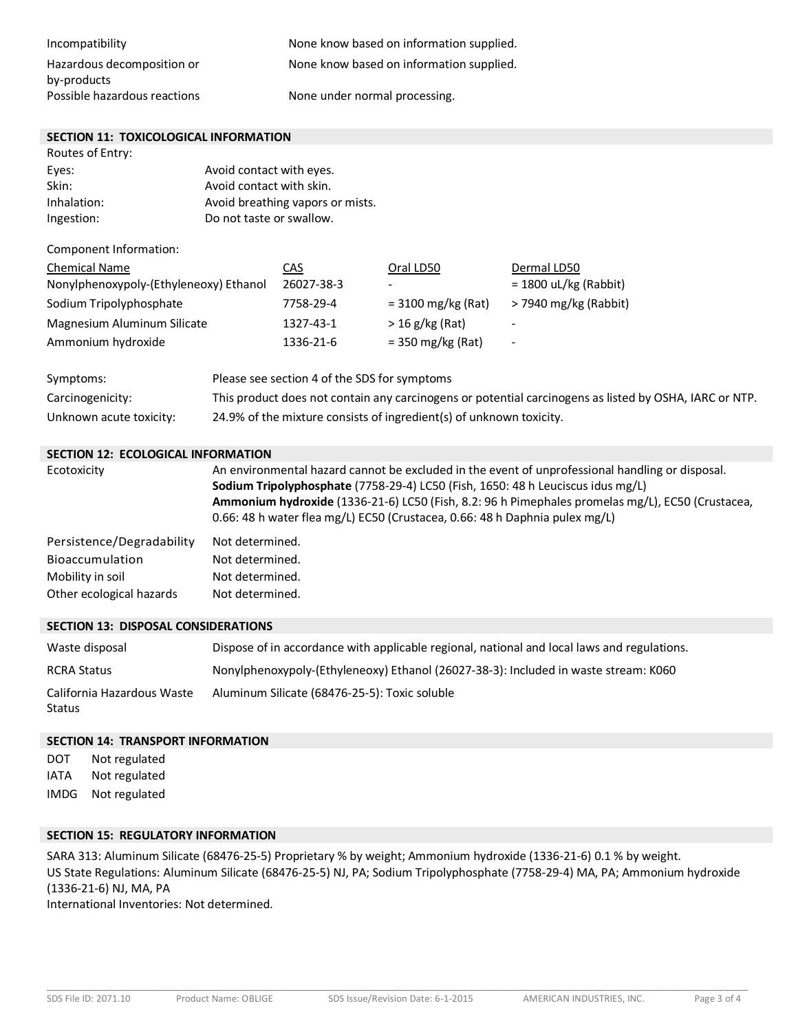| | |
|---|---|
| Incompatibility | None know based on information supplied. |
| Hazardous decomposition or by-products | None know based on information supplied. |
| Possible hazardous reactions | None under normal processing. |

## SECTION 11: TOXICOLOGICAL INFORMATION

Routes of Entry:

| | |
|---|---|
| Eyes: | Avoid contact with eyes. |
| Skin: | Avoid contact with skin. |
| Inhalation: | Avoid breathing vapors or mists. |
| Ingestion: | Do not taste or swallow. |

Component Information:

| Chemical Name | CAS | Oral LD50 | Dermal LD50 |
|---|---|---|---|
| Nonylphenoxypoly-(Ethyleneoxy) Ethanol | 26027-38-3 | - | = 1800 uL/kg (Rabbit) |
| Sodium Tripolyphosphate | 7758-29-4 | = 3100 mg/kg (Rat) | > 7940 mg/kg (Rabbit) |
| Magnesium Aluminum Silicate | 1327-43-1 | > 16 g/kg (Rat) | - |
| Ammonium hydroxide | 1336-21-6 | = 350 mg/kg (Rat) | - |

| | |
|---|---|
| Symptoms: | Please see section 4 of the SDS for symptoms |
| Carcinogenicity: | This product does not contain any carcinogens or potential carcinogens as listed by OSHA, IARC or NTP. |
| Unknown acute toxicity: | 24.9% of the mixture consists of ingredient(s) of unknown toxicity. |

## SECTION 12: ECOLOGICAL INFORMATION

Ecotoxicity: An environmental hazard cannot be excluded in the event of unprofessional handling or disposal.
**Sodium Tripolyphosphate** (7758-29-4) LC50 (Fish, 1650: 48 h Leuciscus idus mg/L)
**Ammonium hydroxide** (1336-21-6) LC50 (Fish, 8.2: 96 h Pimephales promelas mg/L), EC50 (Crustacea, 0.66: 48 h water flea mg/L) EC50 (Crustacea, 0.66: 48 h Daphnia pulex mg/L)

| | |
|---|---|
| Persistence/Degradability | Not determined. |
| Bioaccumulation | Not determined. |
| Mobility in soil | Not determined. |
| Other ecological hazards | Not determined. |

## SECTION 13: DISPOSAL CONSIDERATIONS

| | |
|---|---|
| Waste disposal | Dispose of in accordance with applicable regional, national and local laws and regulations. |
| RCRA Status | Nonylphenoxypoly-(Ethyleneoxy) Ethanol (26027-38-3): Included in waste stream: K060 |
| California Hazardous Waste Status | Aluminum Silicate (68476-25-5): Toxic soluble |

## SECTION 14: TRANSPORT INFORMATION

| | |
|---|---|
| DOT | Not regulated |
| IATA | Not regulated |
| IMDG | Not regulated |

## SECTION 15: REGULATORY INFORMATION

SARA 313: Aluminum Silicate (68476-25-5) Proprietary % by weight; Ammonium hydroxide (1336-21-6) 0.1 % by weight.
US State Regulations: Aluminum Silicate (68476-25-5) NJ, PA; Sodium Tripolyphosphate (7758-29-4) MA, PA; Ammonium hydroxide (1336-21-6) NJ, MA, PA
International Inventories: Not determined.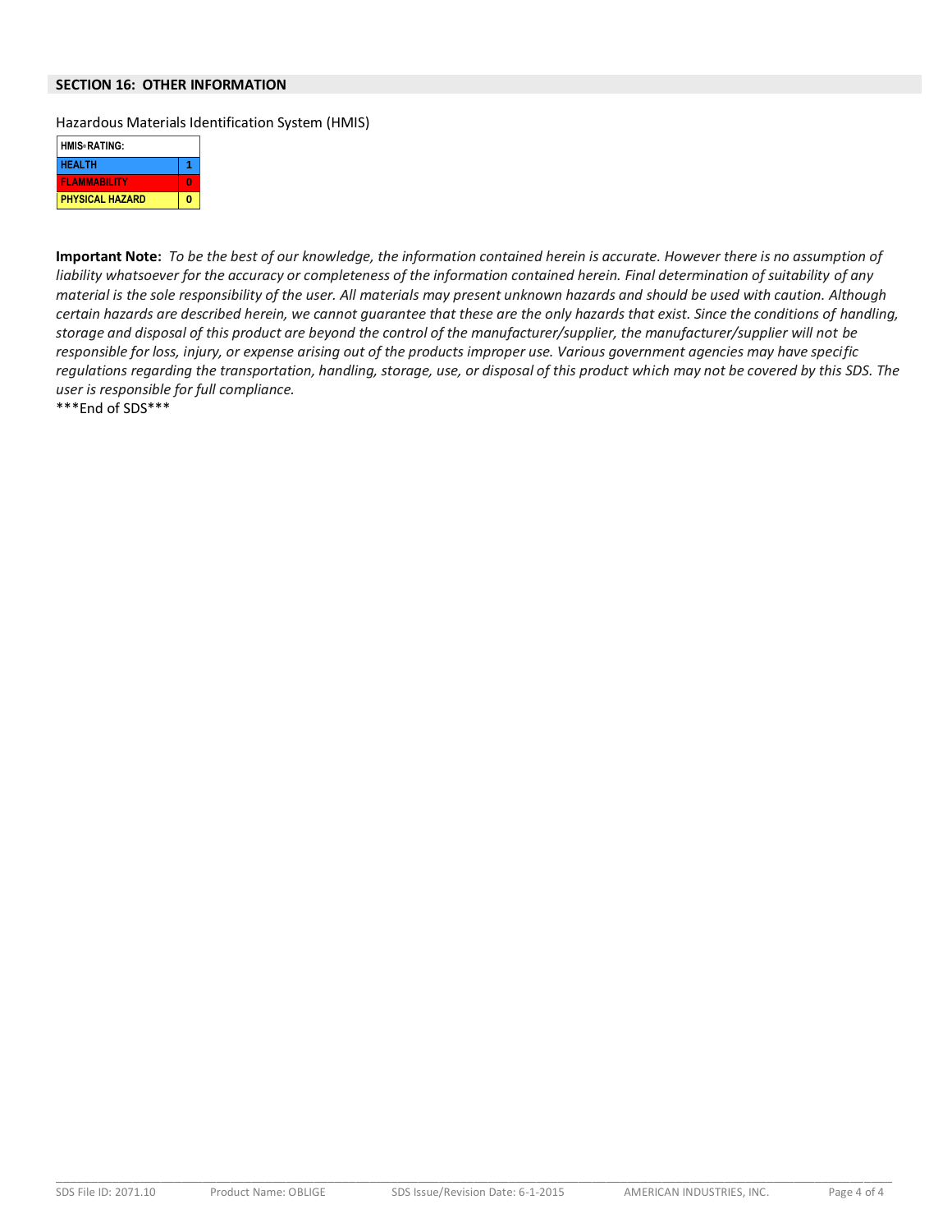## SECTION 16: OTHER INFORMATION

Hazardous Materials Identification System (HMIS)

| HMIS® RATING: | |
|---|---|
| HEALTH | 1 |
| FLAMMABILITY | 0 |
| PHYSICAL HAZARD | 0 |

**Important Note:** *To be the best of our knowledge, the information contained herein is accurate. However there is no assumption of liability whatsoever for the accuracy or completeness of the information contained herein. Final determination of suitability of any material is the sole responsibility of the user. All materials may present unknown hazards and should be used with caution. Although certain hazards are described herein, we cannot guarantee that these are the only hazards that exist. Since the conditions of handling, storage and disposal of this product are beyond the control of the manufacturer/supplier, the manufacturer/supplier will not be responsible for loss, injury, or expense arising out of the products improper use. Various government agencies may have specific regulations regarding the transportation, handling, storage, use, or disposal of this product which may not be covered by this SDS. The user is responsible for full compliance.*

***End of SDS***